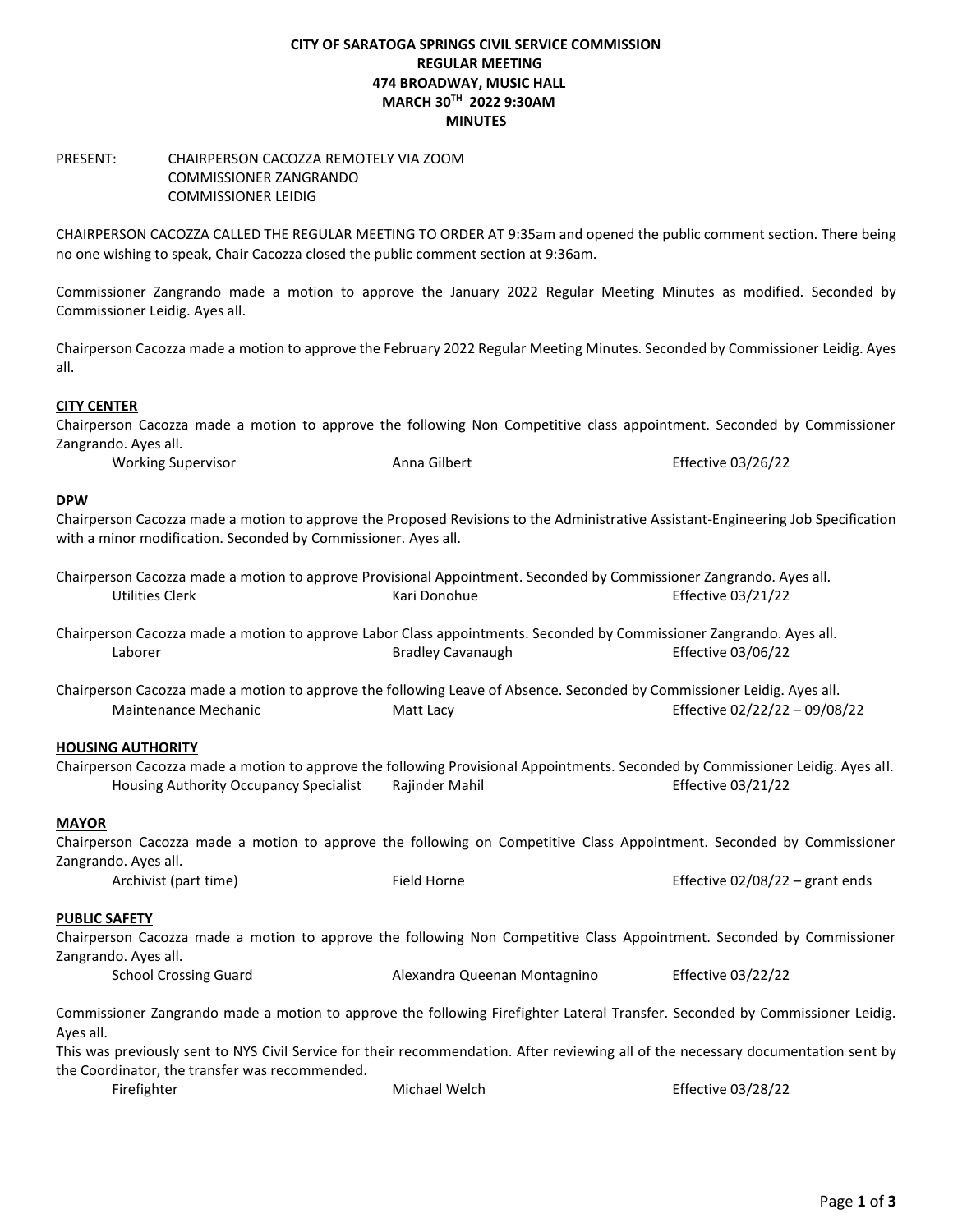# CITY OF SARATOGA SPRINGS CIVIL SERVICE COMMISSION
## REGULAR MEETING
## 474 BROADWAY, MUSIC HALL
## MARCH 30TH 2022 9:30AM
## MINUTES

PRESENT: CHAIRPERSON CACOZZA REMOTELY VIA ZOOM
COMMISSIONER ZANGRANDO
COMMISSIONER LEIDIG

CHAIRPERSON CACOZZA CALLED THE REGULAR MEETING TO ORDER AT 9:35am and opened the public comment section. There being no one wishing to speak, Chair Cacozza closed the public comment section at 9:36am.

Commissioner Zangrando made a motion to approve the January 2022 Regular Meeting Minutes as modified. Seconded by Commissioner Leidig. Ayes all.

Chairperson Cacozza made a motion to approve the February 2022 Regular Meeting Minutes. Seconded by Commissioner Leidig. Ayes all.

**CITY CENTER**

Chairperson Cacozza made a motion to approve the following Non Competitive class appointment. Seconded by Commissioner Zangrando. Ayes all.

| | | |
|---|---|---|
| Working Supervisor | Anna Gilbert | Effective 03/26/22 |

**DPW**

Chairperson Cacozza made a motion to approve the Proposed Revisions to the Administrative Assistant-Engineering Job Specification with a minor modification. Seconded by Commissioner. Ayes all.

Chairperson Cacozza made a motion to approve Provisional Appointment. Seconded by Commissioner Zangrando. Ayes all.

| | | |
|---|---|---|
| Utilities Clerk | Kari Donohue | Effective 03/21/22 |

Chairperson Cacozza made a motion to approve Labor Class appointments. Seconded by Commissioner Zangrando. Ayes all.

| | | |
|---|---|---|
| Laborer | Bradley Cavanaugh | Effective 03/06/22 |

Chairperson Cacozza made a motion to approve the following Leave of Absence. Seconded by Commissioner Leidig. Ayes all.

| | | |
|---|---|---|
| Maintenance Mechanic | Matt Lacy | Effective 02/22/22 – 09/08/22 |

**HOUSING AUTHORITY**

Chairperson Cacozza made a motion to approve the following Provisional Appointments. Seconded by Commissioner Leidig. Ayes all.

| | | |
|---|---|---|
| Housing Authority Occupancy Specialist | Rajinder Mahil | Effective 03/21/22 |

**MAYOR**

Chairperson Cacozza made a motion to approve the following on Competitive Class Appointment. Seconded by Commissioner Zangrando. Ayes all.

| | | |
|---|---|---|
| Archivist (part time) | Field Horne | Effective 02/08/22 – grant ends |

**PUBLIC SAFETY**

Chairperson Cacozza made a motion to approve the following Non Competitive Class Appointment. Seconded by Commissioner Zangrando. Ayes all.

| | | |
|---|---|---|
| School Crossing Guard | Alexandra Queenan Montagnino | Effective 03/22/22 |

Commissioner Zangrando made a motion to approve the following Firefighter Lateral Transfer. Seconded by Commissioner Leidig. Ayes all.

This was previously sent to NYS Civil Service for their recommendation. After reviewing all of the necessary documentation sent by the Coordinator, the transfer was recommended.

| | | |
|---|---|---|
| Firefighter | Michael Welch | Effective 03/28/22 |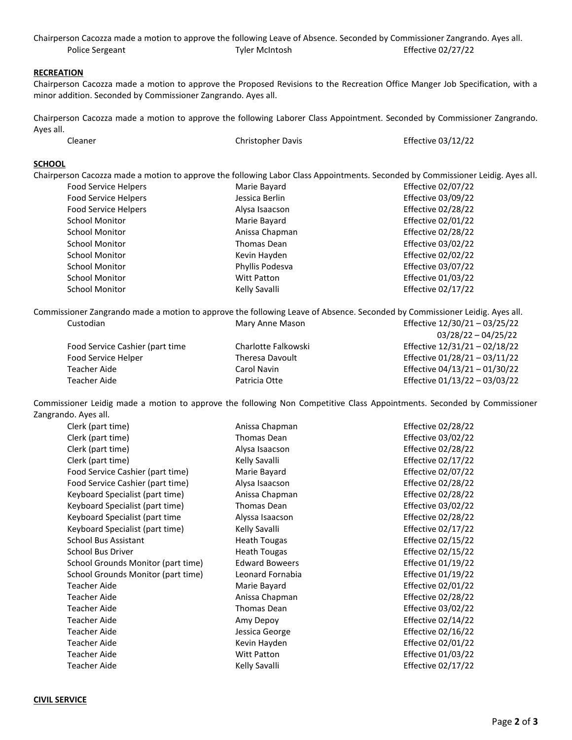Chairperson Cacozza made a motion to approve the following Leave of Absence. Seconded by Commissioner Zangrando. Ayes all.

| | | |
|---|---|---|
| Police Sergeant | Tyler McIntosh | Effective 02/27/22 |

**RECREATION**

Chairperson Cacozza made a motion to approve the Proposed Revisions to the Recreation Office Manger Job Specification, with a minor addition. Seconded by Commissioner Zangrando. Ayes all.

Chairperson Cacozza made a motion to approve the following Laborer Class Appointment. Seconded by Commissioner Zangrando. Ayes all.

| | | |
|---|---|---|
| Cleaner | Christopher Davis | Effective 03/12/22 |

**SCHOOL**

Chairperson Cacozza made a motion to approve the following Labor Class Appointments. Seconded by Commissioner Leidig. Ayes all.

| | | |
|---|---|---|
| Food Service Helpers | Marie Bayard | Effective 02/07/22 |
| Food Service Helpers | Jessica Berlin | Effective 03/09/22 |
| Food Service Helpers | Alysa Isaacson | Effective 02/28/22 |
| School Monitor | Marie Bayard | Effective 02/01/22 |
| School Monitor | Anissa Chapman | Effective 02/28/22 |
| School Monitor | Thomas Dean | Effective 03/02/22 |
| School Monitor | Kevin Hayden | Effective 02/02/22 |
| School Monitor | Phyllis Podesva | Effective 03/07/22 |
| School Monitor | Witt Patton | Effective 01/03/22 |
| School Monitor | Kelly Savalli | Effective 02/17/22 |

Commissioner Zangrando made a motion to approve the following Leave of Absence. Seconded by Commissioner Leidig. Ayes all.

| | | |
|---|---|---|
| Custodian | Mary Anne Mason | Effective 12/30/21 – 03/25/22<br>03/28/22 – 04/25/22 |
| Food Service Cashier (part time | Charlotte Falkowski | Effective 12/31/21 – 02/18/22 |
| Food Service Helper | Theresa Davoult | Effective 01/28/21 – 03/11/22 |
| Teacher Aide | Carol Navin | Effective 04/13/21 – 01/30/22 |
| Teacher Aide | Patricia Otte | Effective 01/13/22 – 03/03/22 |

Commissioner Leidig made a motion to approve the following Non Competitive Class Appointments. Seconded by Commissioner Zangrando. Ayes all.

| | | |
|---|---|---|
| Clerk (part time) | Anissa Chapman | Effective 02/28/22 |
| Clerk (part time) | Thomas Dean | Effective 03/02/22 |
| Clerk (part time) | Alysa Isaacson | Effective 02/28/22 |
| Clerk (part time) | Kelly Savalli | Effective 02/17/22 |
| Food Service Cashier (part time) | Marie Bayard | Effective 02/07/22 |
| Food Service Cashier (part time) | Alysa Isaacson | Effective 02/28/22 |
| Keyboard Specialist (part time) | Anissa Chapman | Effective 02/28/22 |
| Keyboard Specialist (part time) | Thomas Dean | Effective 03/02/22 |
| Keyboard Specialist (part time | Alyssa Isaacson | Effective 02/28/22 |
| Keyboard Specialist (part time) | Kelly Savalli | Effective 02/17/22 |
| School Bus Assistant | Heath Tougas | Effective 02/15/22 |
| School Bus Driver | Heath Tougas | Effective 02/15/22 |
| School Grounds Monitor (part time) | Edward Boweers | Effective 01/19/22 |
| School Grounds Monitor (part time) | Leonard Fornabia | Effective 01/19/22 |
| Teacher Aide | Marie Bayard | Effective 02/01/22 |
| Teacher Aide | Anissa Chapman | Effective 02/28/22 |
| Teacher Aide | Thomas Dean | Effective 03/02/22 |
| Teacher Aide | Amy Depoy | Effective 02/14/22 |
| Teacher Aide | Jessica George | Effective 02/16/22 |
| Teacher Aide | Kevin Hayden | Effective 02/01/22 |
| Teacher Aide | Witt Patton | Effective 01/03/22 |
| Teacher Aide | Kelly Savalli | Effective 02/17/22 |

**CIVIL SERVICE**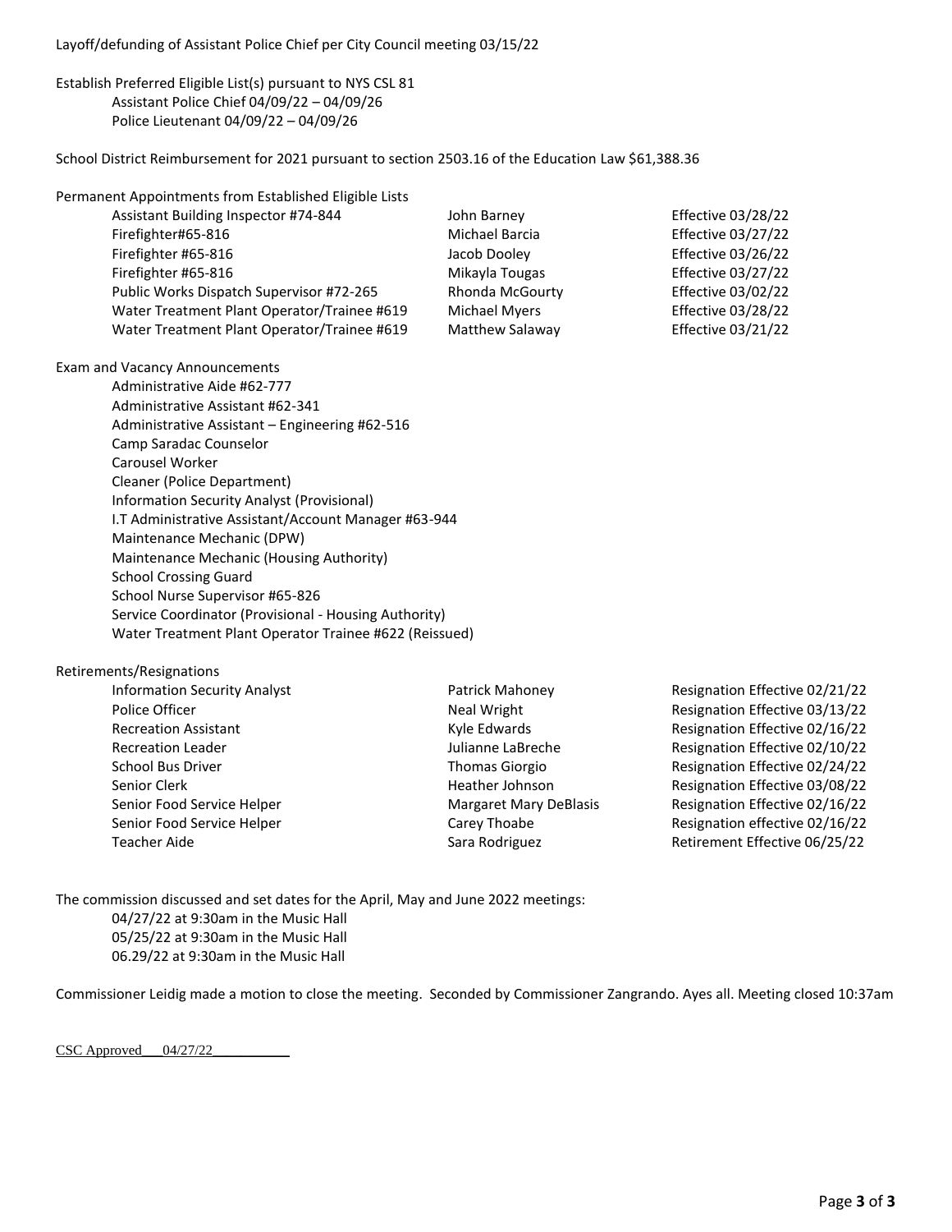Layoff/defunding of Assistant Police Chief per City Council meeting 03/15/22

Establish Preferred Eligible List(s) pursuant to NYS CSL 81
- Assistant Police Chief 04/09/22 – 04/09/26
- Police Lieutenant 04/09/22 – 04/09/26

School District Reimbursement for 2021 pursuant to section 2503.16 of the Education Law $61,388.36

Permanent Appointments from Established Eligible Lists

| | | |
|---|---|---|
| Assistant Building Inspector #74-844 | John Barney | Effective 03/28/22 |
| Firefighter#65-816 | Michael Barcia | Effective 03/27/22 |
| Firefighter #65-816 | Jacob Dooley | Effective 03/26/22 |
| Firefighter #65-816 | Mikayla Tougas | Effective 03/27/22 |
| Public Works Dispatch Supervisor #72-265 | Rhonda McGourty | Effective 03/02/22 |
| Water Treatment Plant Operator/Trainee #619 | Michael Myers | Effective 03/28/22 |
| Water Treatment Plant Operator/Trainee #619 | Matthew Salaway | Effective 03/21/22 |

Exam and Vacancy Announcements
- Administrative Aide #62-777
- Administrative Assistant #62-341
- Administrative Assistant – Engineering #62-516
- Camp Saradac Counselor
- Carousel Worker
- Cleaner (Police Department)
- Information Security Analyst (Provisional)
- I.T Administrative Assistant/Account Manager #63-944
- Maintenance Mechanic (DPW)
- Maintenance Mechanic (Housing Authority)
- School Crossing Guard
- School Nurse Supervisor #65-826
- Service Coordinator (Provisional - Housing Authority)
- Water Treatment Plant Operator Trainee #622 (Reissued)

Retirements/Resignations

| | | |
|---|---|---|
| Information Security Analyst | Patrick Mahoney | Resignation Effective 02/21/22 |
| Police Officer | Neal Wright | Resignation Effective 03/13/22 |
| Recreation Assistant | Kyle Edwards | Resignation Effective 02/16/22 |
| Recreation Leader | Julianne LaBreche | Resignation Effective 02/10/22 |
| School Bus Driver | Thomas Giorgio | Resignation Effective 02/24/22 |
| Senior Clerk | Heather Johnson | Resignation Effective 03/08/22 |
| Senior Food Service Helper | Margaret Mary DeBlasis | Resignation Effective 02/16/22 |
| Senior Food Service Helper | Carey Thoabe | Resignation effective 02/16/22 |
| Teacher Aide | Sara Rodriguez | Retirement Effective 06/25/22 |

The commission discussed and set dates for the April, May and June 2022 meetings:
- 04/27/22 at 9:30am in the Music Hall
- 05/25/22 at 9:30am in the Music Hall
- 06.29/22 at 9:30am in the Music Hall

Commissioner Leidig made a motion to close the meeting. Seconded by Commissioner Zangrando. Ayes all. Meeting closed 10:37am

CSC Approved 04/27/22